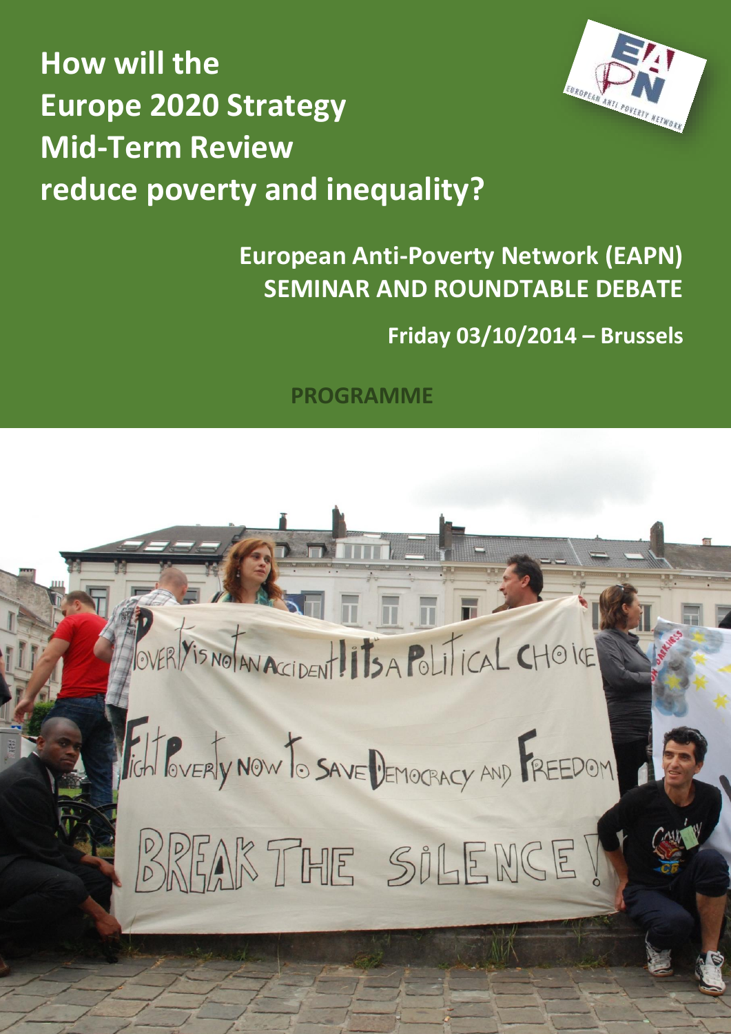# How will the Europe 2020 Strategy Mid-Term Review reduce poverty and inequality?

## European Anti-Poverty Network (EAPN) SEMINAR AND ROUNDTABLE DEBATE

**Friday 03/10/2014 – Brussels**

**PROGRAMME**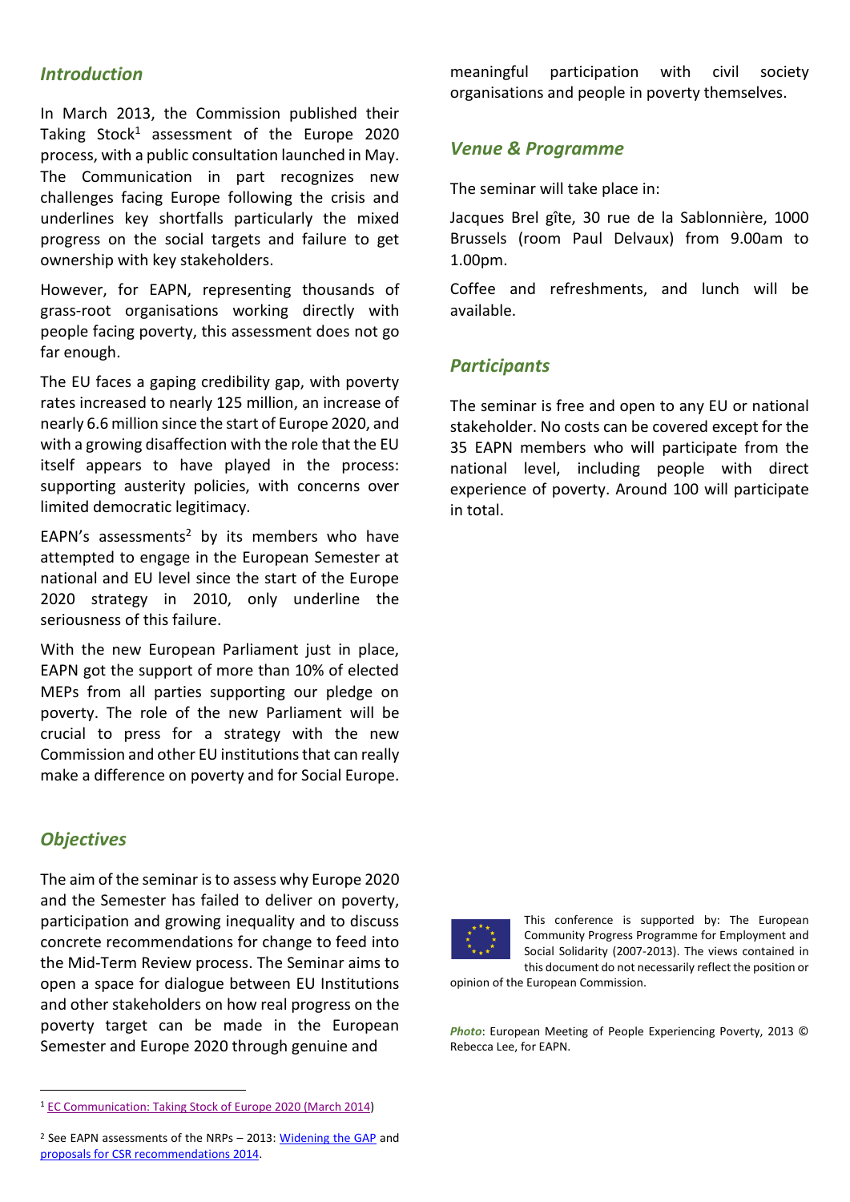## *Introduction*

In March 2013, the Commission published their Taking Stock[1] assessment of the Europe 2020 process, with a public consultation launched in May. The Communication in part recognizes new challenges facing Europe following the crisis and underlines key shortfalls particularly the mixed progress on the social targets and failure to get ownership with key stakeholders.

However, for EAPN, representing thousands of grass-root organisations working directly with people facing poverty, this assessment does not go far enough.

The EU faces a gaping credibility gap, with poverty rates increased to nearly 125 million, an increase of nearly 6.6 million since the start of Europe 2020, and with a growing disaffection with the role that the EU itself appears to have played in the process: supporting austerity policies, with concerns over limited democratic legitimacy.

EAPN's assessments[2] by its members who have attempted to engage in the European Semester at national and EU level since the start of the Europe 2020 strategy in 2010, only underline the seriousness of this failure.

With the new European Parliament just in place, EAPN got the support of more than 10% of elected MEPs from all parties supporting our pledge on poverty. The role of the new Parliament will be crucial to press for a strategy with the new Commission and other EU institutions that can really make a difference on poverty and for Social Europe.

## *Objectives*

The aim of the seminar is to assess why Europe 2020 and the Semester has failed to deliver on poverty, participation and growing inequality and to discuss concrete recommendations for change to feed into the Mid-Term Review process. The Seminar aims to open a space for dialogue between EU Institutions and other stakeholders on how real progress on the poverty target can be made in the European Semester and Europe 2020 through genuine and meaningful participation with civil society organisations and people in poverty themselves.

## *Venue & Programme*

The seminar will take place in:

Jacques Brel gîte, 30 rue de la Sablonnière, 1000 Brussels (room Paul Delvaux) from 9.00am to 1.00pm.

Coffee and refreshments, and lunch will be available.

## *Participants*

The seminar is free and open to any EU or national stakeholder. No costs can be covered except for the 35 EAPN members who will participate from the national level, including people with direct experience of poverty. Around 100 will participate in total.

This conference is supported by: The European Community Progress Programme for Employment and Social Solidarity (2007-2013). The views contained in this document do not necessarily reflect the position or opinion of the European Commission.

***Photo***: European Meeting of People Experiencing Poverty, 2013 © Rebecca Lee, for EAPN.

---

[1] EC Communication: Taking Stock of Europe 2020 (March 2014)

[2] See EAPN assessments of the NRPs – 2013: Widening the GAP and proposals for CSR recommendations 2014.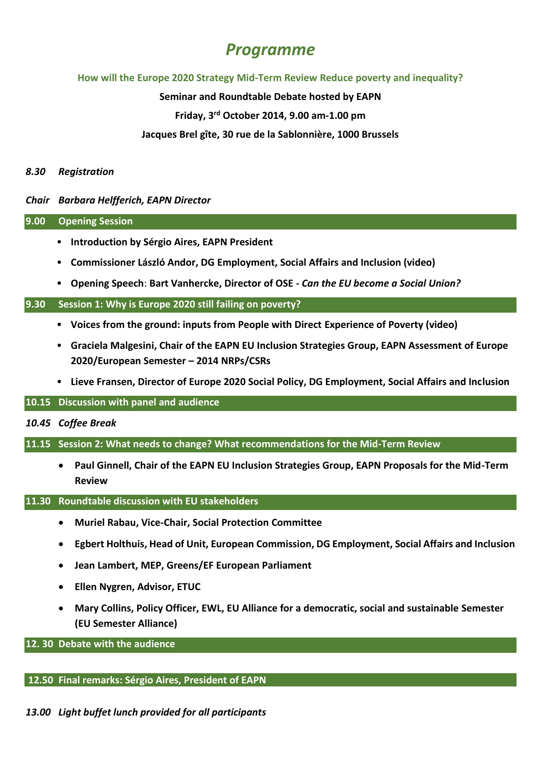# *Programme*

**How will the Europe 2020 Strategy Mid-Term Review Reduce poverty and inequality?**

**Seminar and Roundtable Debate hosted by EAPN**

**Friday, 3rd October 2014, 9.00 am-1.00 pm**

**Jacques Brel gîte, 30 rue de la Sablonnière, 1000 Brussels**

***8.30 Registration***

***Chair Barbara Helfferich, EAPN Director***

**9.00 Opening Session**

- **Introduction by Sérgio Aires, EAPN President**
- **Commissioner László Andor, DG Employment, Social Affairs and Inclusion (video)**
- **Opening Speech**: **Bart Vanhercke, Director of OSE -** ***Can the EU become a Social Union?***

**9.30 Session 1: Why is Europe 2020 still failing on poverty?**

- **Voices from the ground: inputs from People with Direct Experience of Poverty (video)**
- **Graciela Malgesini, Chair of the EAPN EU Inclusion Strategies Group, EAPN Assessment of Europe 2020/European Semester – 2014 NRPs/CSRs**
- **Lieve Fransen, Director of Europe 2020 Social Policy, DG Employment, Social Affairs and Inclusion**

**10.15 Discussion with panel and audience**

***10.45 Coffee Break***

**11.15 Session 2: What needs to change? What recommendations for the Mid-Term Review**

- **Paul Ginnell, Chair of the EAPN EU Inclusion Strategies Group, EAPN Proposals for the Mid-Term Review**

**11.30 Roundtable discussion with EU stakeholders**

- **Muriel Rabau, Vice-Chair, Social Protection Committee**
- **Egbert Holthuis, Head of Unit, European Commission, DG Employment, Social Affairs and Inclusion**
- **Jean Lambert, MEP, Greens/EF European Parliament**
- **Ellen Nygren, Advisor, ETUC**
- **Mary Collins, Policy Officer, EWL, EU Alliance for a democratic, social and sustainable Semester (EU Semester Alliance)**

**12. 30 Debate with the audience**

**12.50 Final remarks: Sérgio Aires, President of EAPN**

***13.00 Light buffet lunch provided for all participants***